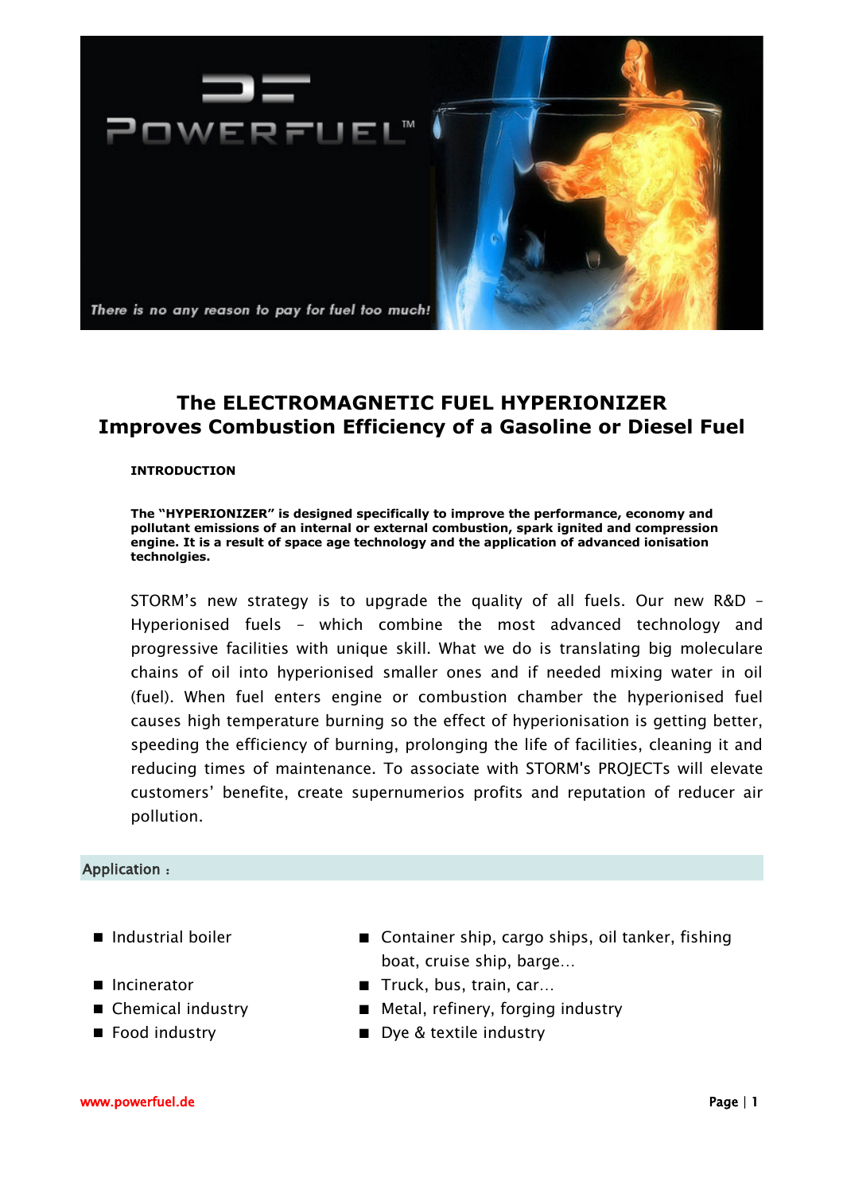POWERFUEL™

*There is no any reason to pay for fuel too much!*

# The ELECTROMAGNETIC FUEL HYPERIONIZER Improves Combustion Efficiency of a Gasoline or Diesel Fuel

**INTRODUCTION**

**The "HYPERIONIZER" is designed specifically to improve the performance, economy and pollutant emissions of an internal or external combustion, spark ignited and compression engine. It is a result of space age technology and the application of advanced ionisation technolgies.**

STORM's new strategy is to upgrade the quality of all fuels. Our new R&D – Hyperionised fuels – which combine the most advanced technology and progressive facilities with unique skill. What we do is translating big moleculare chains of oil into hyperionised smaller ones and if needed mixing water in oil (fuel). When fuel enters engine or combustion chamber the hyperionised fuel causes high temperature burning so the effect of hyperionisation is getting better, speeding the efficiency of burning, prolonging the life of facilities, cleaning it and reducing times of maintenance. To associate with STORM's PROJECTs will elevate customers' benefite, create supernumerios profits and reputation of reducer air pollution.

## Application :

- Industrial boiler
- Incinerator
- Chemical industry
- Food industry
- Container ship, cargo ships, oil tanker, fishing boat, cruise ship, barge…
- Truck, bus, train, car…
- Metal, refinery, forging industry
- Dye & textile industry

www.powerfuel.de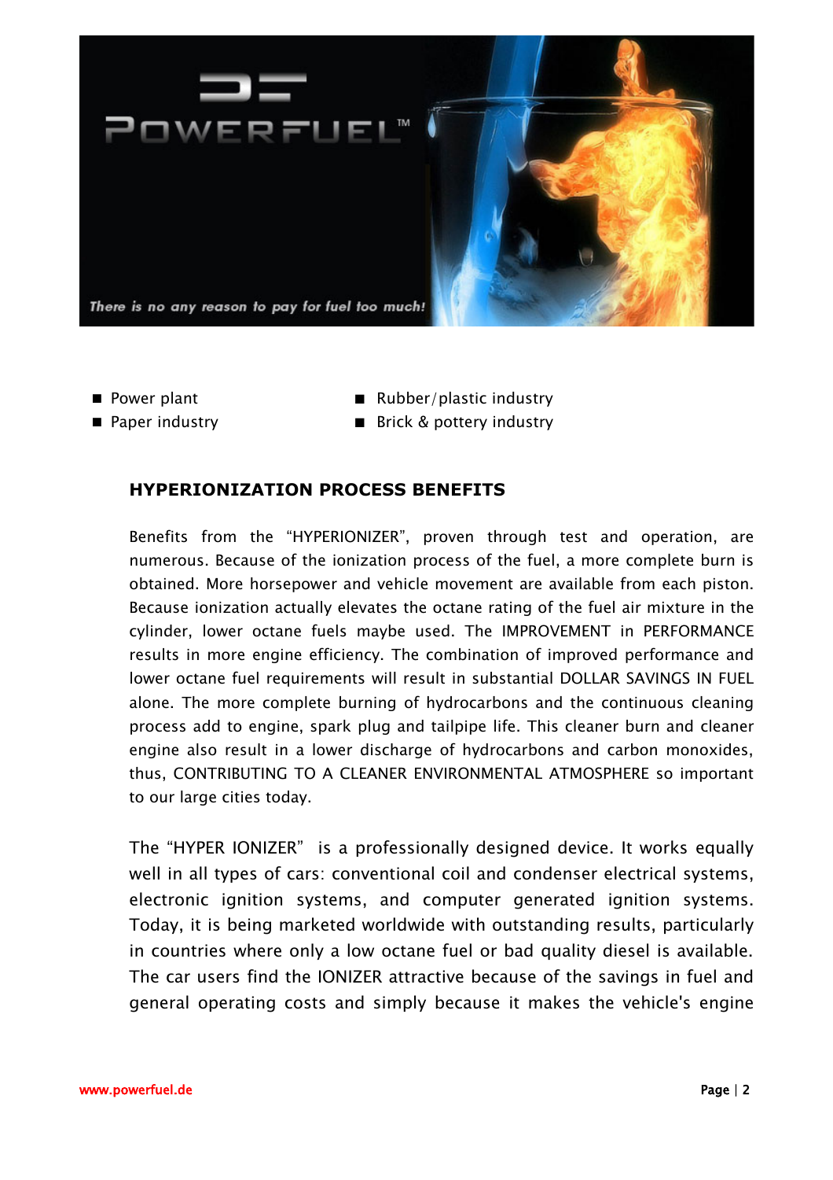POWERFUEL™

*There is no any reason to pay for fuel too much!*

- Power plant
- Paper industry
- Rubber/plastic industry
- Brick & pottery industry

## HYPERIONIZATION PROCESS BENEFITS

Benefits from the “HYPERIONIZER”, proven through test and operation, are numerous. Because of the ionization process of the fuel, a more complete burn is obtained. More horsepower and vehicle movement are available from each piston. Because ionization actually elevates the octane rating of the fuel air mixture in the cylinder, lower octane fuels maybe used. The IMPROVEMENT in PERFORMANCE results in more engine efficiency. The combination of improved performance and lower octane fuel requirements will result in substantial DOLLAR SAVINGS IN FUEL alone. The more complete burning of hydrocarbons and the continuous cleaning process add to engine, spark plug and tailpipe life. This cleaner burn and cleaner engine also result in a lower discharge of hydrocarbons and carbon monoxides, thus, CONTRIBUTING TO A CLEANER ENVIRONMENTAL ATMOSPHERE so important to our large cities today.

The “HYPER IONIZER” is a professionally designed device. It works equally well in all types of cars: conventional coil and condenser electrical systems, electronic ignition systems, and computer generated ignition systems. Today, it is being marketed worldwide with outstanding results, particularly in countries where only a low octane fuel or bad quality diesel is available. The car users find the IONIZER attractive because of the savings in fuel and general operating costs and simply because it makes the vehicle's engine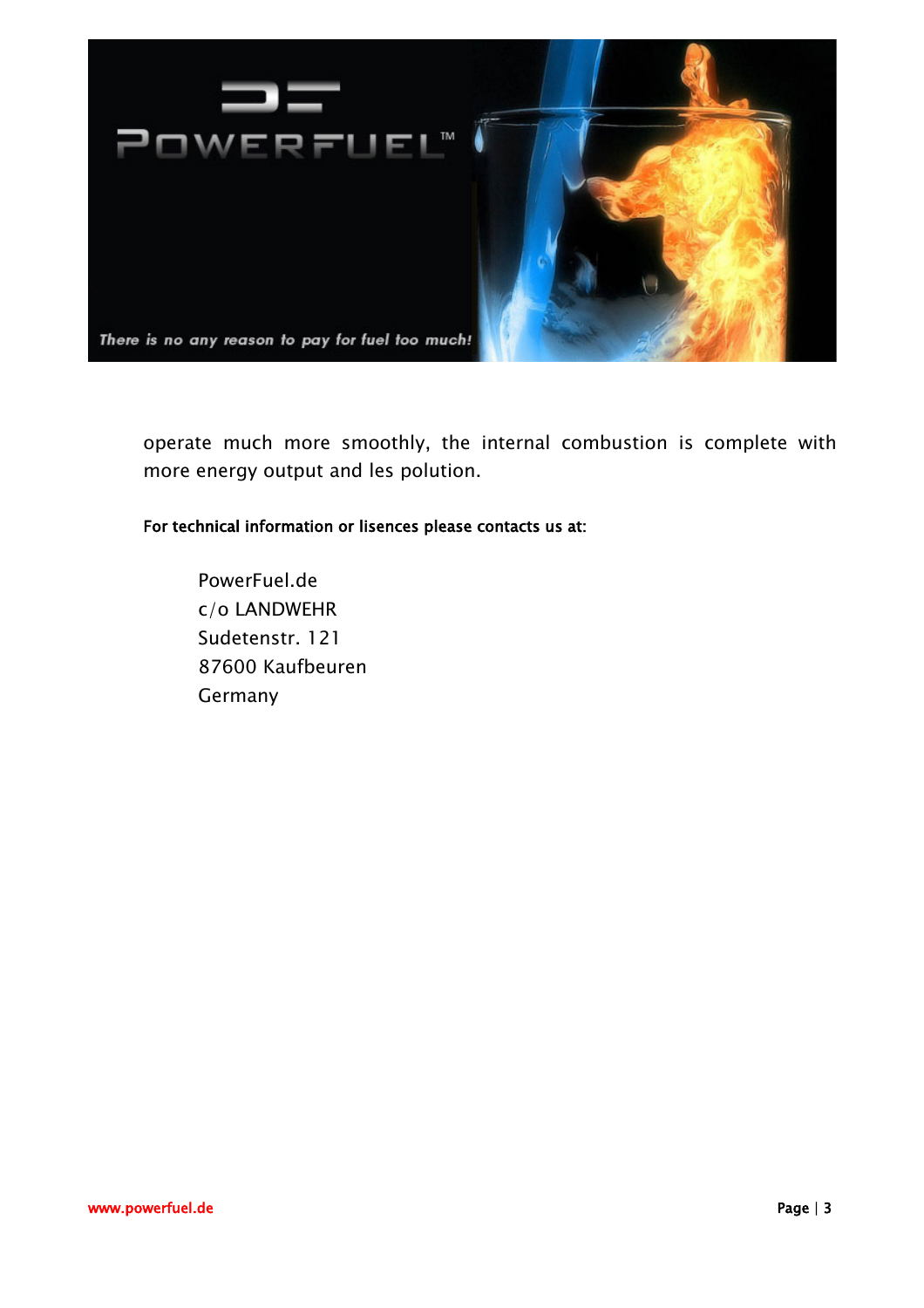operate much more smoothly, the internal combustion is complete with more energy output and les polution.

**For technical information or lisences please contacts us at:**

PowerFuel.de
c/o LANDWEHR
Sudetenstr. 121
87600 Kaufbeuren
Germany